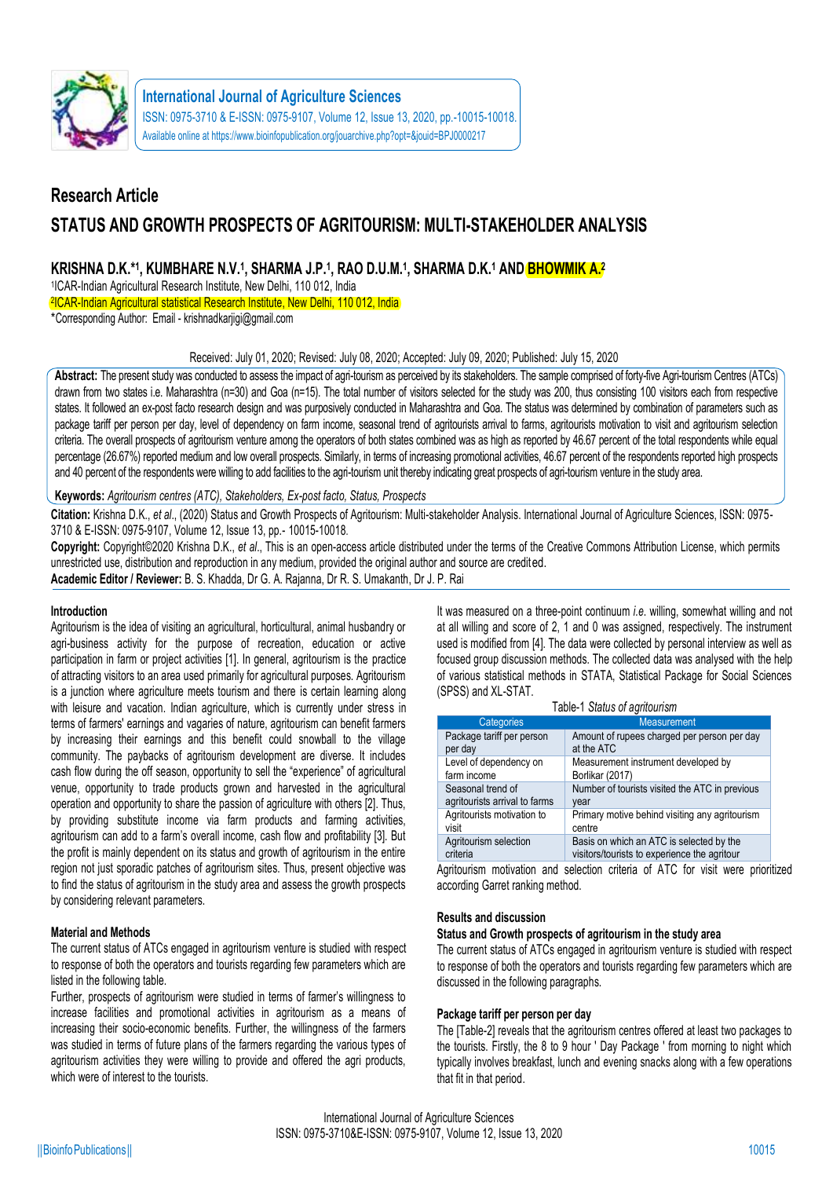## International Journal of Agriculture Sciences

ISSN: 0975-3710 & E-ISSN: 0975-9107, Volume 12, Issue 13, 2020, pp.-10015-10018.
Available online at https://www.bioinfopublication.org/jouarchive.php?opt=&jouid=BPJ0000217

**Research Article**

# STATUS AND GROWTH PROSPECTS OF AGRITOURISM: MULTI-STAKEHOLDER ANALYSIS

**KRISHNA D.K.*[1], KUMBHARE N.V.[1], SHARMA J.P.[1], RAO D.U.M.[1], SHARMA D.K.[1] AND BHOWMIK A.[2]**

[1]ICAR-Indian Agricultural Research Institute, New Delhi, 110 012, India
[2]ICAR-Indian Agricultural statistical Research Institute, New Delhi, 110 012, India
*Corresponding Author: Email - krishnadkarjigi@gmail.com

Received: July 01, 2020; Revised: July 08, 2020; Accepted: July 09, 2020; Published: July 15, 2020

**Abstract:** The present study was conducted to assess the impact of agri-tourism as perceived by its stakeholders. The sample comprised of forty-five Agri-tourism Centres (ATCs) drawn from two states i.e. Maharashtra (n=30) and Goa (n=15). The total number of visitors selected for the study was 200, thus consisting 100 visitors each from respective states. It followed an ex-post facto research design and was purposively conducted in Maharashtra and Goa. The status was determined by combination of parameters such as package tariff per person per day, level of dependency on farm income, seasonal trend of agritourists arrival to farms, agritourists motivation to visit and agritourism selection criteria. The overall prospects of agritourism venture among the operators of both states combined was as high as reported by 46.67 percent of the total respondents while equal percentage (26.67%) reported medium and low overall prospects. Similarly, in terms of increasing promotional activities, 46.67 percent of the respondents reported high prospects and 40 percent of the respondents were willing to add facilities to the agri-tourism unit thereby indicating great prospects of agri-tourism venture in the study area.

**Keywords:** *Agritourism centres (ATC), Stakeholders, Ex-post facto, Status, Prospects*

**Citation:** Krishna D.K., *et al*., (2020) Status and Growth Prospects of Agritourism: Multi-stakeholder Analysis. International Journal of Agriculture Sciences, ISSN: 0975-3710 & E-ISSN: 0975-9107, Volume 12, Issue 13, pp.- 10015-10018.

**Copyright:** Copyright©2020 Krishna D.K., *et al*., This is an open-access article distributed under the terms of the Creative Commons Attribution License, which permits unrestricted use, distribution and reproduction in any medium, provided the original author and source are credited.

**Academic Editor / Reviewer:** B. S. Khadda, Dr G. A. Rajanna, Dr R. S. Umakanth, Dr J. P. Rai

## Introduction

Agritourism is the idea of visiting an agricultural, horticultural, animal husbandry or agri-business activity for the purpose of recreation, education or active participation in farm or project activities [1]. In general, agritourism is the practice of attracting visitors to an area used primarily for agricultural purposes. Agritourism is a junction where agriculture meets tourism and there is certain learning along with leisure and vacation. Indian agriculture, which is currently under stress in terms of farmers' earnings and vagaries of nature, agritourism can benefit farmers by increasing their earnings and this benefit could snowball to the village community. The paybacks of agritourism development are diverse. It includes cash flow during the off season, opportunity to sell the "experience" of agricultural venue, opportunity to trade products grown and harvested in the agricultural operation and opportunity to share the passion of agriculture with others [2]. Thus, by providing substitute income via farm products and farming activities, agritourism can add to a farm's overall income, cash flow and profitability [3]. But the profit is mainly dependent on its status and growth of agritourism in the entire region not just sporadic patches of agritourism sites. Thus, present objective was to find the status of agritourism in the study area and assess the growth prospects by considering relevant parameters.

## Material and Methods

The current status of ATCs engaged in agritourism venture is studied with respect to response of both the operators and tourists regarding few parameters which are listed in the following table.

Further, prospects of agritourism were studied in terms of farmer's willingness to increase facilities and promotional activities in agritourism as a means of increasing their socio-economic benefits. Further, the willingness of the farmers was studied in terms of future plans of the farmers regarding the various types of agritourism activities they were willing to provide and offered the agri products, which were of interest to the tourists.

It was measured on a three-point continuum *i.e.* willing, somewhat willing and not at all willing and score of 2, 1 and 0 was assigned, respectively. The instrument used is modified from [4]. The data were collected by personal interview as well as focused group discussion methods. The collected data was analysed with the help of various statistical methods in STATA, Statistical Package for Social Sciences (SPSS) and XL-STAT.

Table-1 *Status of agritourism*

| Categories | Measurement |
|---|---|
| Package tariff per person per day | Amount of rupees charged per person per day at the ATC |
| Level of dependency on farm income | Measurement instrument developed by Borlikar (2017) |
| Seasonal trend of agritourists arrival to farms | Number of tourists visited the ATC in previous year |
| Agritourists motivation to visit | Primary motive behind visiting any agritourism centre |
| Agritourism selection criteria | Basis on which an ATC is selected by the visitors/tourists to experience the agritour |

Agritourism motivation and selection criteria of ATC for visit were prioritized according Garret ranking method.

## Results and discussion

### Status and Growth prospects of agritourism in the study area

The current status of ATCs engaged in agritourism venture is studied with respect to response of both the operators and tourists regarding few parameters which are discussed in the following paragraphs.

### Package tariff per person per day

The [Table-2] reveals that the agritourism centres offered at least two packages to the tourists. Firstly, the 8 to 9 hour ' Day Package ' from morning to night which typically involves breakfast, lunch and evening snacks along with a few operations that fit in that period.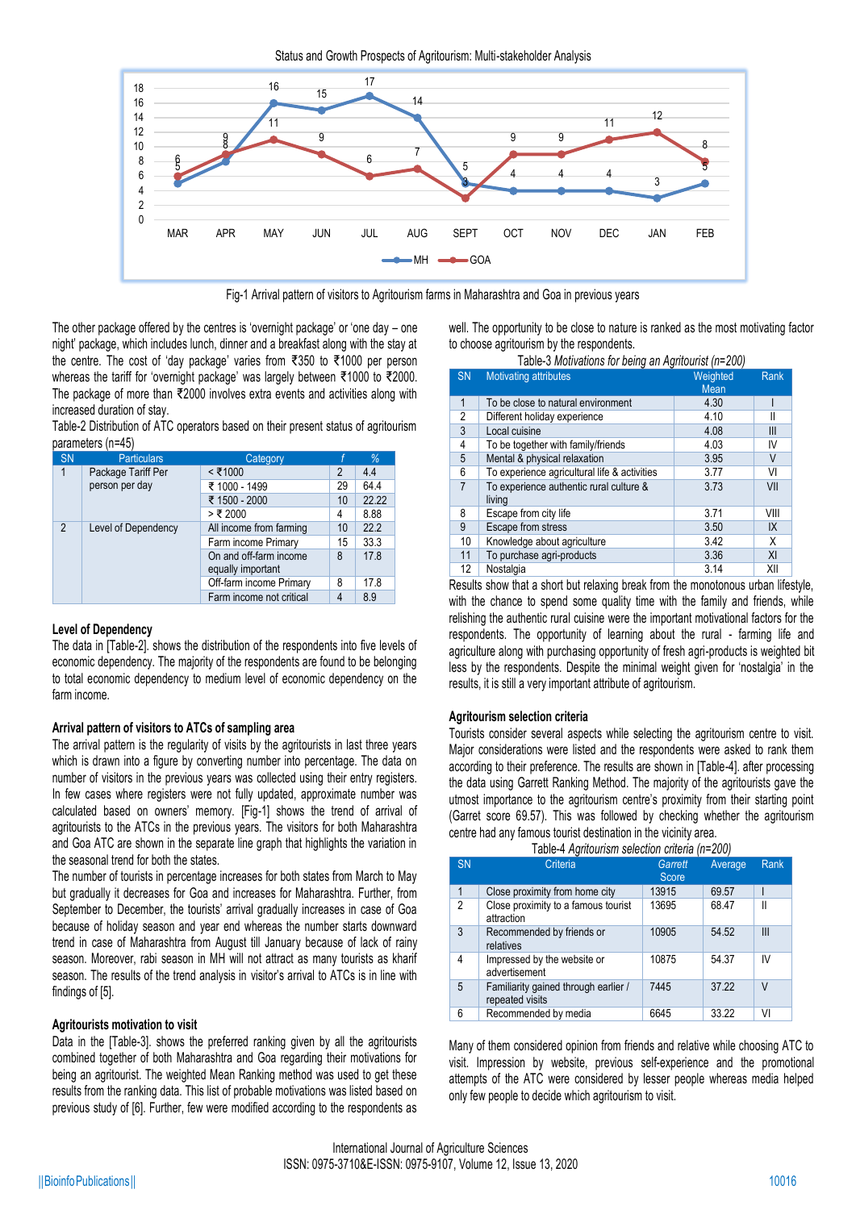Fig-1 Arrival pattern of visitors to Agritourism farms in Maharashtra and Goa in previous years

The other package offered by the centres is 'overnight package' or 'one day – one night' package, which includes lunch, dinner and a breakfast along with the stay at the centre. The cost of 'day package' varies from ₹350 to ₹1000 per person whereas the tariff for 'overnight package' was largely between ₹1000 to ₹2000. The package of more than ₹2000 involves extra events and activities along with increased duration of stay.

Table-2 Distribution of ATC operators based on their present status of agritourism parameters (n=45)

| SN | Particulars | Category | f | % |
|---|---|---|---|---|
| 1 | Package Tariff Per person per day | < ₹1000 | 2 | 4.4 |
| | | ₹ 1000 - 1499 | 29 | 64.4 |
| | | ₹ 1500 - 2000 | 10 | 22.22 |
| | | > ₹ 2000 | 4 | 8.88 |
| 2 | Level of Dependency | All income from farming | 10 | 22.2 |
| | | Farm income Primary | 15 | 33.3 |
| | | On and off-farm income equally important | 8 | 17.8 |
| | | Off-farm income Primary | 8 | 17.8 |
| | | Farm income not critical | 4 | 8.9 |

### Level of Dependency

The data in [Table-2]. shows the distribution of the respondents into five levels of economic dependency. The majority of the respondents are found to be belonging to total economic dependency to medium level of economic dependency on the farm income.

### Arrival pattern of visitors to ATCs of sampling area

The arrival pattern is the regularity of visits by the agritourists in last three years which is drawn into a figure by converting number into percentage. The data on number of visitors in the previous years was collected using their entry registers. In few cases where registers were not fully updated, approximate number was calculated based on owners' memory. [Fig-1] shows the trend of arrival of agritourists to the ATCs in the previous years. The visitors for both Maharashtra and Goa ATC are shown in the separate line graph that highlights the variation in the seasonal trend for both the states.

The number of tourists in percentage increases for both states from March to May but gradually it decreases for Goa and increases for Maharashtra. Further, from September to December, the tourists' arrival gradually increases in case of Goa because of holiday season and year end whereas the number starts downward trend in case of Maharashtra from August till January because of lack of rainy season. Moreover, rabi season in MH will not attract as many tourists as kharif season. The results of the trend analysis in visitor's arrival to ATCs is in line with findings of [5].

### Agritourists motivation to visit

Data in the [Table-3]. shows the preferred ranking given by all the agritourists combined together of both Maharashtra and Goa regarding their motivations for being an agritourist. The weighted Mean Ranking method was used to get these results from the ranking data. This list of probable motivations was listed based on previous study of [6]. Further, few were modified according to the respondents as well. The opportunity to be close to nature is ranked as the most motivating factor to choose agritourism by the respondents.

Table-3 *Motivations for being an Agritourist (n=200)*

| SN | Motivating attributes | Weighted Mean | Rank |
|---|---|---|---|
| 1 | To be close to natural environment | 4.30 | I |
| 2 | Different holiday experience | 4.10 | II |
| 3 | Local cuisine | 4.08 | III |
| 4 | To be together with family/friends | 4.03 | IV |
| 5 | Mental & physical relaxation | 3.95 | V |
| 6 | To experience agricultural life & activities | 3.77 | VI |
| 7 | To experience authentic rural culture & living | 3.73 | VII |
| 8 | Escape from city life | 3.71 | VIII |
| 9 | Escape from stress | 3.50 | IX |
| 10 | Knowledge about agriculture | 3.42 | X |
| 11 | To purchase agri-products | 3.36 | XI |
| 12 | Nostalgia | 3.14 | XII |

Results show that a short but relaxing break from the monotonous urban lifestyle, with the chance to spend some quality time with the family and friends, while relishing the authentic rural cuisine were the important motivational factors for the respondents. The opportunity of learning about the rural - farming life and agriculture along with purchasing opportunity of fresh agri-products is weighted bit less by the respondents. Despite the minimal weight given for 'nostalgia' in the results, it is still a very important attribute of agritourism.

### Agritourism selection criteria

Tourists consider several aspects while selecting the agritourism centre to visit. Major considerations were listed and the respondents were asked to rank them according to their preference. The results are shown in [Table-4]. after processing the data using Garrett Ranking Method. The majority of the agritourists gave the utmost importance to the agritourism centre's proximity from their starting point (Garret score 69.57). This was followed by checking whether the agritourism centre had any famous tourist destination in the vicinity area.

Table-4 *Agritourism selection criteria (n=200)*

| SN | Criteria | *Garrett* Score | Average | Rank |
|---|---|---|---|---|
| 1 | Close proximity from home city | 13915 | 69.57 | I |
| 2 | Close proximity to a famous tourist attraction | 13695 | 68.47 | II |
| 3 | Recommended by friends or relatives | 10905 | 54.52 | III |
| 4 | Impressed by the website or advertisement | 10875 | 54.37 | IV |
| 5 | Familiarity gained through earlier / repeated visits | 7445 | 37.22 | V |
| 6 | Recommended by media | 6645 | 33.22 | VI |

Many of them considered opinion from friends and relative while choosing ATC to visit. Impression by website, previous self-experience and the promotional attempts of the ATC were considered by lesser people whereas media helped only few people to decide which agritourism to visit.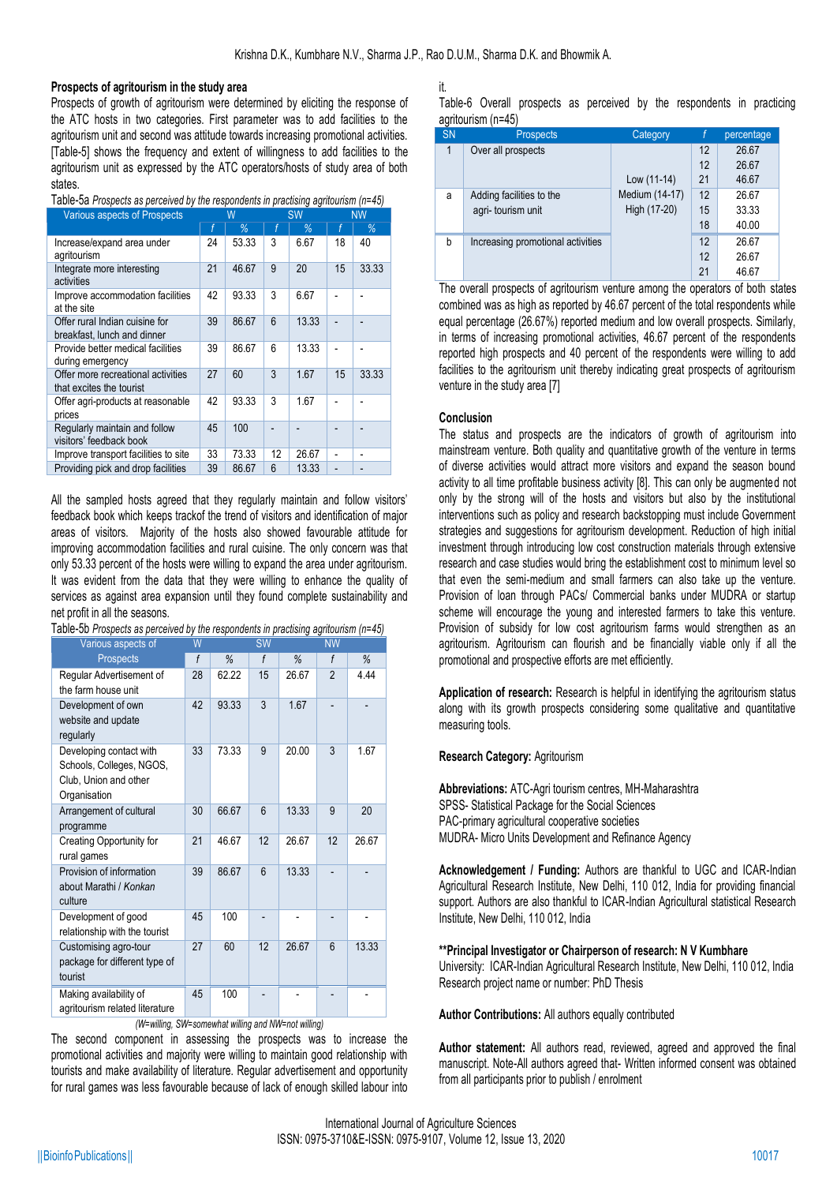### Prospects of agritourism in the study area

Prospects of growth of agritourism were determined by eliciting the response of the ATC hosts in two categories. First parameter was to add facilities to the agritourism unit and second was attitude towards increasing promotional activities. [Table-5] shows the frequency and extent of willingness to add facilities to the agritourism unit as expressed by the ATC operators/hosts of study area of both states.

Table-5a *Prospects as perceived by the respondents in practising agritourism (n=45)*

| Various aspects of Prospects | W | | SW | | NW | |
|---|---|---|---|---|---|---|
| | f | % | f | % | f | % |
| Increase/expand area under agritourism | 24 | 53.33 | 3 | 6.67 | 18 | 40 |
| Integrate more interesting activities | 21 | 46.67 | 9 | 20 | 15 | 33.33 |
| Improve accommodation facilities at the site | 42 | 93.33 | 3 | 6.67 | - | - |
| Offer rural Indian cuisine for breakfast, lunch and dinner | 39 | 86.67 | 6 | 13.33 | - | - |
| Provide better medical facilities during emergency | 39 | 86.67 | 6 | 13.33 | - | - |
| Offer more recreational activities that excites the tourist | 27 | 60 | 3 | 1.67 | 15 | 33.33 |
| Offer agri-products at reasonable prices | 42 | 93.33 | 3 | 1.67 | - | - |
| Regularly maintain and follow visitors' feedback book | 45 | 100 | - | - | - | - |
| Improve transport facilities to site | 33 | 73.33 | 12 | 26.67 | - | - |
| Providing pick and drop facilities | 39 | 86.67 | 6 | 13.33 | - | - |

All the sampled hosts agreed that they regularly maintain and follow visitors' feedback book which keeps trackof the trend of visitors and identification of major areas of visitors. Majority of the hosts also showed favourable attitude for improving accommodation facilities and rural cuisine. The only concern was that only 53.33 percent of the hosts were willing to expand the area under agritourism. It was evident from the data that they were willing to enhance the quality of services as against area expansion until they found complete sustainability and net profit in all the seasons.

Table-5b *Prospects as perceived by the respondents in practising agritourism (n=45)*

| Various aspects of Prospects | W | | SW | | NW | |
|---|---|---|---|---|---|---|
| | f | % | f | % | f | % |
| Regular Advertisement of the farm house unit | 28 | 62.22 | 15 | 26.67 | 2 | 4.44 |
| Development of own website and update regularly | 42 | 93.33 | 3 | 1.67 | - | - |
| Developing contact with Schools, Colleges, NGOS, Club, Union and other Organisation | 33 | 73.33 | 9 | 20.00 | 3 | 1.67 |
| Arrangement of cultural programme | 30 | 66.67 | 6 | 13.33 | 9 | 20 |
| Creating Opportunity for rural games | 21 | 46.67 | 12 | 26.67 | 12 | 26.67 |
| Provision of information about Marathi / *Konkan* culture | 39 | 86.67 | 6 | 13.33 | - | - |
| Development of good relationship with the tourist | 45 | 100 | - | - | - | - |
| Customising agro-tour package for different type of tourist | 27 | 60 | 12 | 26.67 | 6 | 13.33 |
| Making availability of agritourism related literature | 45 | 100 | - | - | - | - |

*(W=willing, SW=somewhat willing and NW=not willing)*

The second component in assessing the prospects was to increase the promotional activities and majority were willing to maintain good relationship with tourists and make availability of literature. Regular advertisement and opportunity for rural games was less favourable because of lack of enough skilled labour into it.

Table-6 Overall prospects as perceived by the respondents in practicing agritourism (n=45)

| SN | Prospects | Category | f | percentage |
|---|---|---|---|---|
| 1 | Over all prospects | Low (11-14) | 12 | 26.67 |
| | | Medium (14-17) | 12 | 26.67 |
| | | High (17-20) | 21 | 46.67 |
| a | Adding facilities to the agri- tourism unit | Low (11-14) | 12 | 26.67 |
| | | Medium (14-17) | 15 | 33.33 |
| | | High (17-20) | 18 | 40.00 |
| b | Increasing promotional activities | Low (11-14) | 12 | 26.67 |
| | | Medium (14-17) | 12 | 26.67 |
| | | High (17-20) | 21 | 46.67 |

The overall prospects of agritourism venture among the operators of both states combined was as high as reported by 46.67 percent of the total respondents while equal percentage (26.67%) reported medium and low overall prospects. Similarly, in terms of increasing promotional activities, 46.67 percent of the respondents reported high prospects and 40 percent of the respondents were willing to add facilities to the agritourism unit thereby indicating great prospects of agritourism venture in the study area [7]

### Conclusion

The status and prospects are the indicators of growth of agritourism into mainstream venture. Both quality and quantitative growth of the venture in terms of diverse activities would attract more visitors and expand the season bound activity to all time profitable business activity [8]. This can only be augmented not only by the strong will of the hosts and visitors but also by the institutional interventions such as policy and research backstopping must include Government strategies and suggestions for agritourism development. Reduction of high initial investment through introducing low cost construction materials through extensive research and case studies would bring the establishment cost to minimum level so that even the semi-medium and small farmers can also take up the venture. Provision of loan through PACs/ Commercial banks under MUDRA or startup scheme will encourage the young and interested farmers to take this venture. Provision of subsidy for low cost agritourism farms would strengthen as an agritourism. Agritourism can flourish and be financially viable only if all the promotional and prospective efforts are met efficiently.

**Application of research:** Research is helpful in identifying the agritourism status along with its growth prospects considering some qualitative and quantitative measuring tools.

**Research Category:** Agritourism

**Abbreviations:** ATC-Agri tourism centres, MH-Maharashtra
SPSS- Statistical Package for the Social Sciences
PAC-primary agricultural cooperative societies
MUDRA- Micro Units Development and Refinance Agency

**Acknowledgement / Funding:** Authors are thankful to UGC and ICAR-Indian Agricultural Research Institute, New Delhi, 110 012, India for providing financial support. Authors are also thankful to ICAR-Indian Agricultural statistical Research Institute, New Delhi, 110 012, India

****Principal Investigator or Chairperson of research: N V Kumbhare**
University: ICAR-Indian Agricultural Research Institute, New Delhi, 110 012, India
Research project name or number: PhD Thesis

**Author Contributions:** All authors equally contributed

**Author statement:** All authors read, reviewed, agreed and approved the final manuscript. Note-All authors agreed that- Written informed consent was obtained from all participants prior to publish / enrolment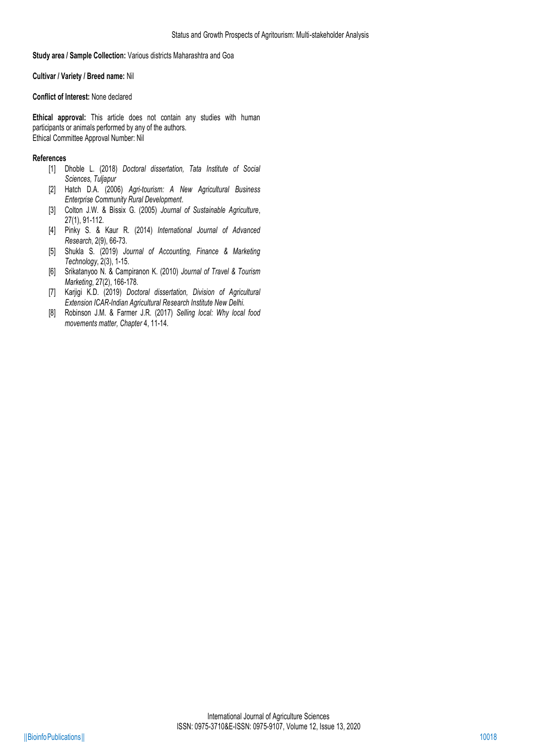**Study area / Sample Collection:** Various districts Maharashtra and Goa

**Cultivar / Variety / Breed name:** Nil

**Conflict of Interest:** None declared

**Ethical approval:** This article does not contain any studies with human participants or animals performed by any of the authors.
Ethical Committee Approval Number: Nil

## References

[1] Dhoble L. (2018) *Doctoral dissertation, Tata Institute of Social Sciences, Tuljapur*

[2] Hatch D.A. (2006) *Agri-tourism: A New Agricultural Business Enterprise Community Rural Development*.

[3] Colton J.W. & Bissix G. (2005) *Journal of Sustainable Agriculture*, 27(1), 91-112.

[4] Pinky S. & Kaur R. (2014) *International Journal of Advanced Research*, 2(9), 66-73.

[5] Shukla S. (2019) *Journal of Accounting, Finance & Marketing Technology*, 2(3), 1-15.

[6] Srikatanyoo N. & Campiranon K. (2010) *Journal of Travel & Tourism Marketing*, 27(2), 166-178.

[7] Karjigi K.D. (2019) *Doctoral dissertation, Division of Agricultural Extension ICAR-Indian Agricultural Research Institute New Delhi.*

[8] Robinson J.M. & Farmer J.R. (2017) *Selling local: Why local food movements matter, Chapter* 4, 11-14.